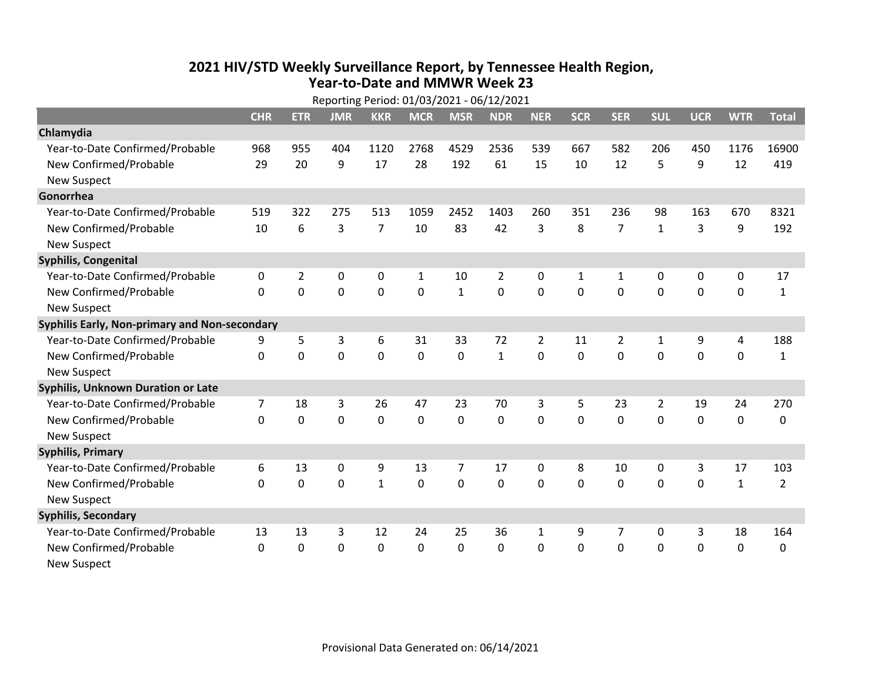# 2021 HIV/STD Weekly Surveillance Report, by Tennessee Health Region, Year-to-Date and MMWR Week 23

Reporting Period: 01/03/2021 - 06/12/2021

| | CHR | ETR | JMR | KKR | MCR | MSR | NDR | NER | SCR | SER | SUL | UCR | WTR | Total |
|---|---|---|---|---|---|---|---|---|---|---|---|---|---|---|
| **Chlamydia** | | | | | | | | | | | | | | |
| Year-to-Date Confirmed/Probable | 968 | 955 | 404 | 1120 | 2768 | 4529 | 2536 | 539 | 667 | 582 | 206 | 450 | 1176 | 16900 |
| New Confirmed/Probable | 29 | 20 | 9 | 17 | 28 | 192 | 61 | 15 | 10 | 12 | 5 | 9 | 12 | 419 |
| New Suspect | | | | | | | | | | | | | | |
| **Gonorrhea** | | | | | | | | | | | | | | |
| Year-to-Date Confirmed/Probable | 519 | 322 | 275 | 513 | 1059 | 2452 | 1403 | 260 | 351 | 236 | 98 | 163 | 670 | 8321 |
| New Confirmed/Probable | 10 | 6 | 3 | 7 | 10 | 83 | 42 | 3 | 8 | 7 | 1 | 3 | 9 | 192 |
| New Suspect | | | | | | | | | | | | | | |
| **Syphilis, Congenital** | | | | | | | | | | | | | | |
| Year-to-Date Confirmed/Probable | 0 | 2 | 0 | 0 | 1 | 10 | 2 | 0 | 1 | 1 | 0 | 0 | 0 | 17 |
| New Confirmed/Probable | 0 | 0 | 0 | 0 | 0 | 1 | 0 | 0 | 0 | 0 | 0 | 0 | 0 | 1 |
| New Suspect | | | | | | | | | | | | | | |
| **Syphilis Early, Non-primary and Non-secondary** | | | | | | | | | | | | | | |
| Year-to-Date Confirmed/Probable | 9 | 5 | 3 | 6 | 31 | 33 | 72 | 2 | 11 | 2 | 1 | 9 | 4 | 188 |
| New Confirmed/Probable | 0 | 0 | 0 | 0 | 0 | 0 | 1 | 0 | 0 | 0 | 0 | 0 | 0 | 1 |
| New Suspect | | | | | | | | | | | | | | |
| **Syphilis, Unknown Duration or Late** | | | | | | | | | | | | | | |
| Year-to-Date Confirmed/Probable | 7 | 18 | 3 | 26 | 47 | 23 | 70 | 3 | 5 | 23 | 2 | 19 | 24 | 270 |
| New Confirmed/Probable | 0 | 0 | 0 | 0 | 0 | 0 | 0 | 0 | 0 | 0 | 0 | 0 | 0 | 0 |
| New Suspect | | | | | | | | | | | | | | |
| **Syphilis, Primary** | | | | | | | | | | | | | | |
| Year-to-Date Confirmed/Probable | 6 | 13 | 0 | 9 | 13 | 7 | 17 | 0 | 8 | 10 | 0 | 3 | 17 | 103 |
| New Confirmed/Probable | 0 | 0 | 0 | 1 | 0 | 0 | 0 | 0 | 0 | 0 | 0 | 0 | 1 | 2 |
| New Suspect | | | | | | | | | | | | | | |
| **Syphilis, Secondary** | | | | | | | | | | | | | | |
| Year-to-Date Confirmed/Probable | 13 | 13 | 3 | 12 | 24 | 25 | 36 | 1 | 9 | 7 | 0 | 3 | 18 | 164 |
| New Confirmed/Probable | 0 | 0 | 0 | 0 | 0 | 0 | 0 | 0 | 0 | 0 | 0 | 0 | 0 | 0 |
| New Suspect | | | | | | | | | | | | | | |

Provisional Data Generated on: 06/14/2021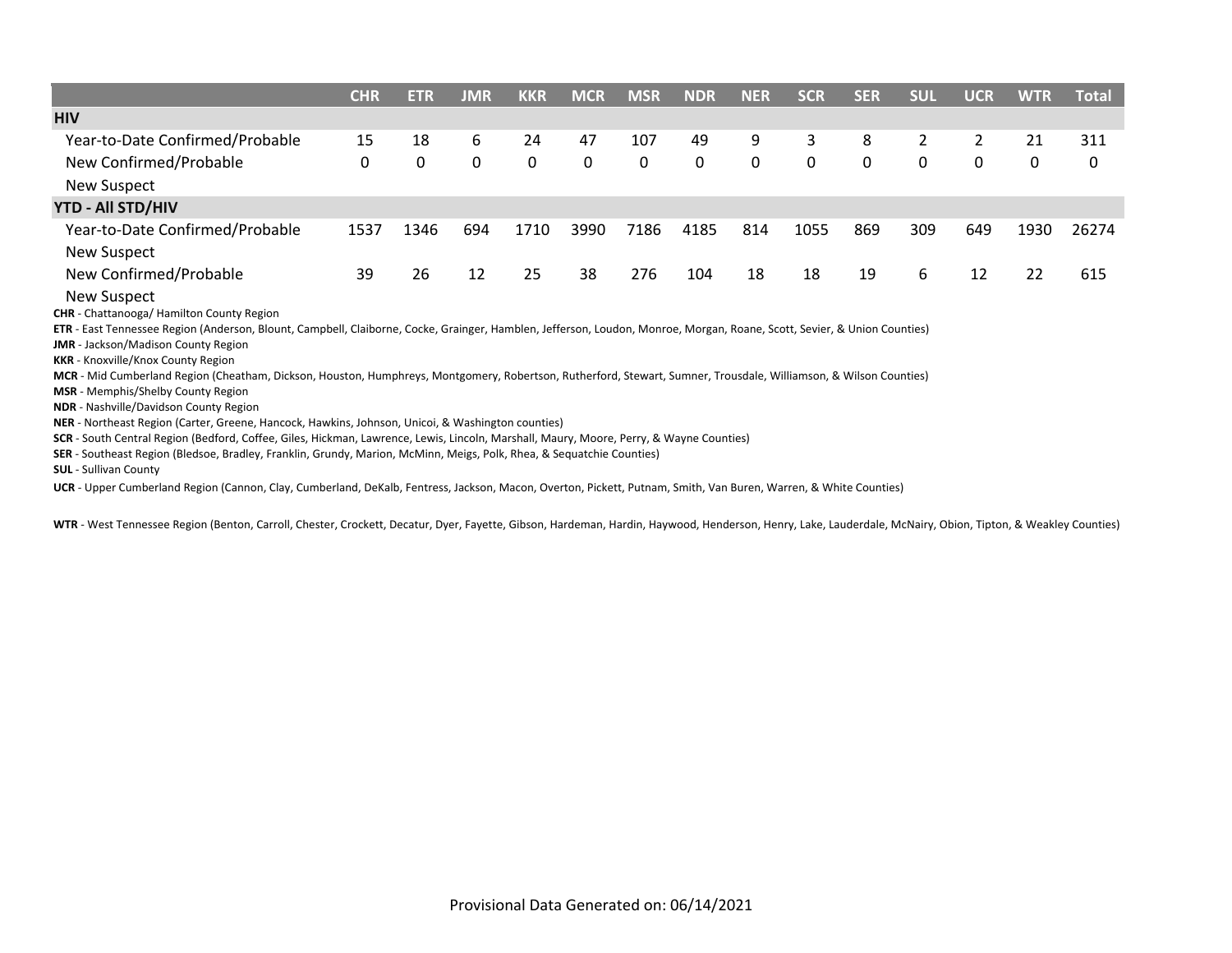| | CHR | ETR | JMR | KKR | MCR | MSR | NDR | NER | SCR | SER | SUL | UCR | WTR | Total |
|---|---|---|---|---|---|---|---|---|---|---|---|---|---|---|
| **HIV** | | | | | | | | | | | | | | |
| Year-to-Date Confirmed/Probable | 15 | 18 | 6 | 24 | 47 | 107 | 49 | 9 | 3 | 8 | 2 | 2 | 21 | 311 |
| New Confirmed/Probable | 0 | 0 | 0 | 0 | 0 | 0 | 0 | 0 | 0 | 0 | 0 | 0 | 0 | 0 |
| New Suspect | | | | | | | | | | | | | | |
| **YTD - All STD/HIV** | | | | | | | | | | | | | | |
| Year-to-Date Confirmed/Probable | 1537 | 1346 | 694 | 1710 | 3990 | 7186 | 4185 | 814 | 1055 | 869 | 309 | 649 | 1930 | 26274 |
| New Suspect | | | | | | | | | | | | | | |
| New Confirmed/Probable | 39 | 26 | 12 | 25 | 38 | 276 | 104 | 18 | 18 | 19 | 6 | 12 | 22 | 615 |
| New Suspect | | | | | | | | | | | | | | |

**CHR** - Chattanooga/ Hamilton County Region

**ETR** - East Tennessee Region (Anderson, Blount, Campbell, Claiborne, Cocke, Grainger, Hamblen, Jefferson, Loudon, Monroe, Morgan, Roane, Scott, Sevier, & Union Counties)

**JMR** - Jackson/Madison County Region

**KKR** - Knoxville/Knox County Region

**MCR** - Mid Cumberland Region (Cheatham, Dickson, Houston, Humphreys, Montgomery, Robertson, Rutherford, Stewart, Sumner, Trousdale, Williamson, & Wilson Counties)

**MSR** - Memphis/Shelby County Region

**NDR** - Nashville/Davidson County Region

**NER** - Northeast Region (Carter, Greene, Hancock, Hawkins, Johnson, Unicoi, & Washington counties)

**SCR** - South Central Region (Bedford, Coffee, Giles, Hickman, Lawrence, Lewis, Lincoln, Marshall, Maury, Moore, Perry, & Wayne Counties)

**SER** - Southeast Region (Bledsoe, Bradley, Franklin, Grundy, Marion, McMinn, Meigs, Polk, Rhea, & Sequatchie Counties)

**SUL** - Sullivan County

**UCR** - Upper Cumberland Region (Cannon, Clay, Cumberland, DeKalb, Fentress, Jackson, Macon, Overton, Pickett, Putnam, Smith, Van Buren, Warren, & White Counties)

**WTR** - West Tennessee Region (Benton, Carroll, Chester, Crockett, Decatur, Dyer, Fayette, Gibson, Hardeman, Hardin, Haywood, Henderson, Henry, Lake, Lauderdale, McNairy, Obion, Tipton, & Weakley Counties)

Provisional Data Generated on: 06/14/2021